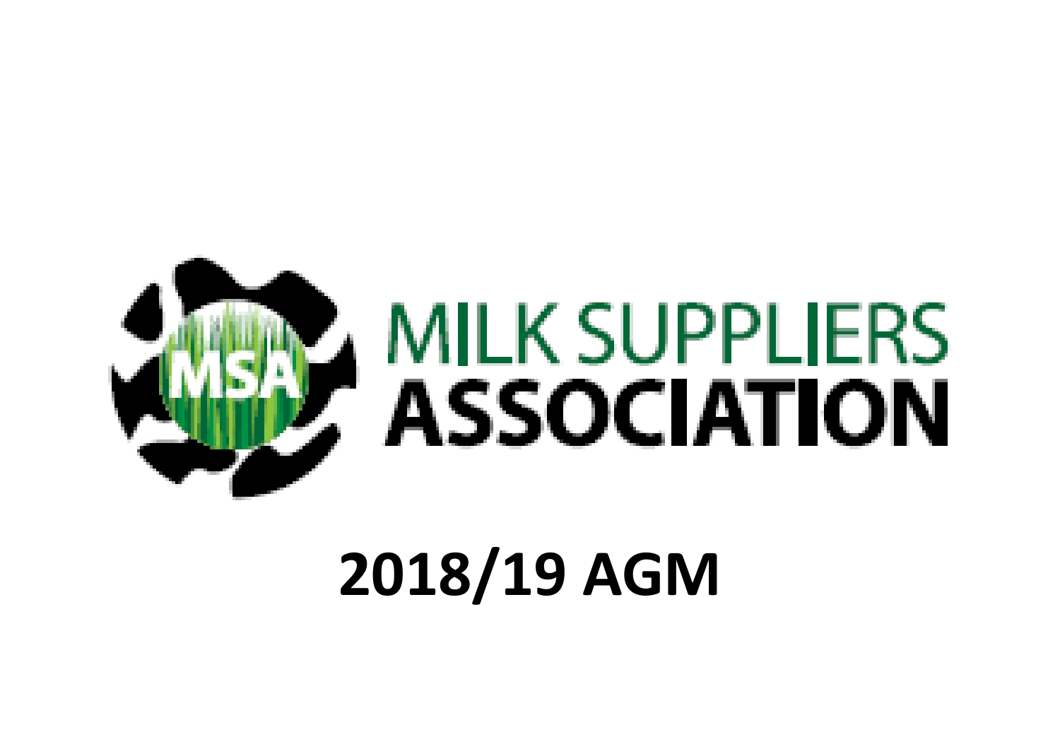MSA

MILK SUPPLIERS ASSOCIATION

# 2018/19 AGM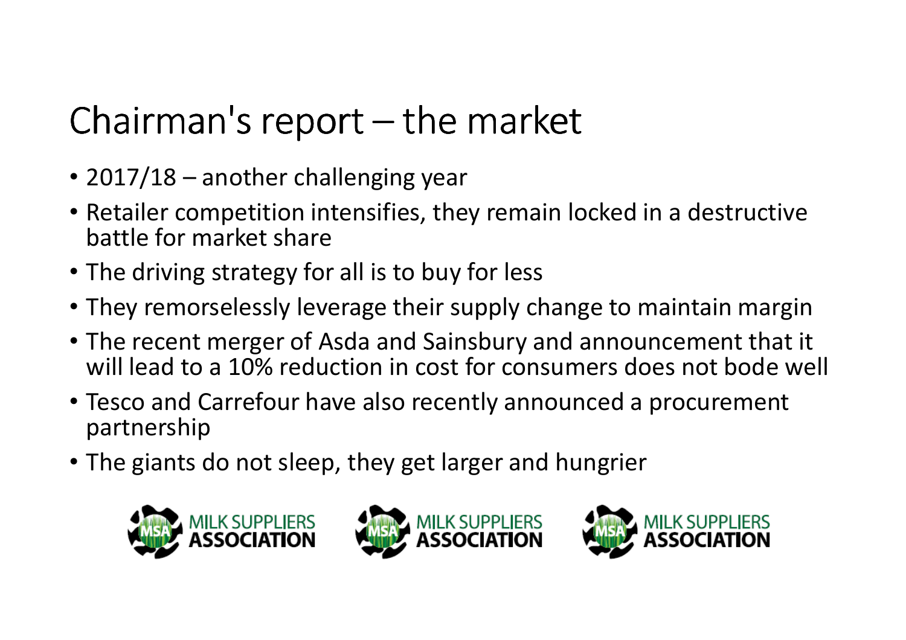# Chairman's report – the market

- 2017/18 – another challenging year
- Retailer competition intensifies, they remain locked in a destructive battle for market share
- The driving strategy for all is to buy for less
- They remorselessly leverage their supply change to maintain margin
- The recent merger of Asda and Sainsbury and announcement that it will lead to a 10% reduction in cost for consumers does not bode well
- Tesco and Carrefour have also recently announced a procurement partnership
- The giants do not sleep, they get larger and hungrier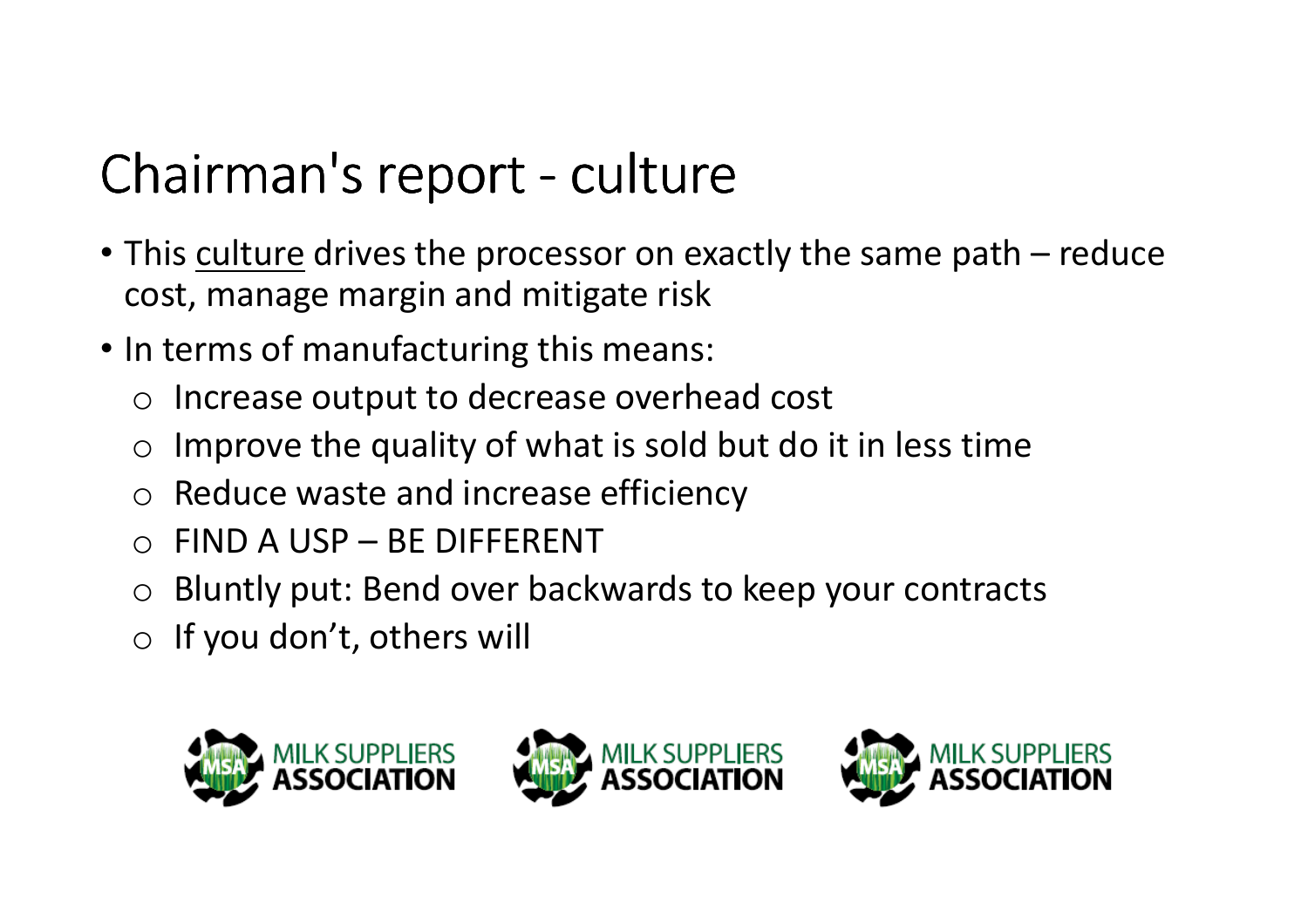# Chairman's report - culture

- This <u>culture</u> drives the processor on exactly the same path – reduce cost, manage margin and mitigate risk
- In terms of manufacturing this means:
  - Increase output to decrease overhead cost
  - Improve the quality of what is sold but do it in less time
  - Reduce waste and increase efficiency
  - FIND A USP – BE DIFFERENT
  - Bluntly put: Bend over backwards to keep your contracts
  - If you don't, others will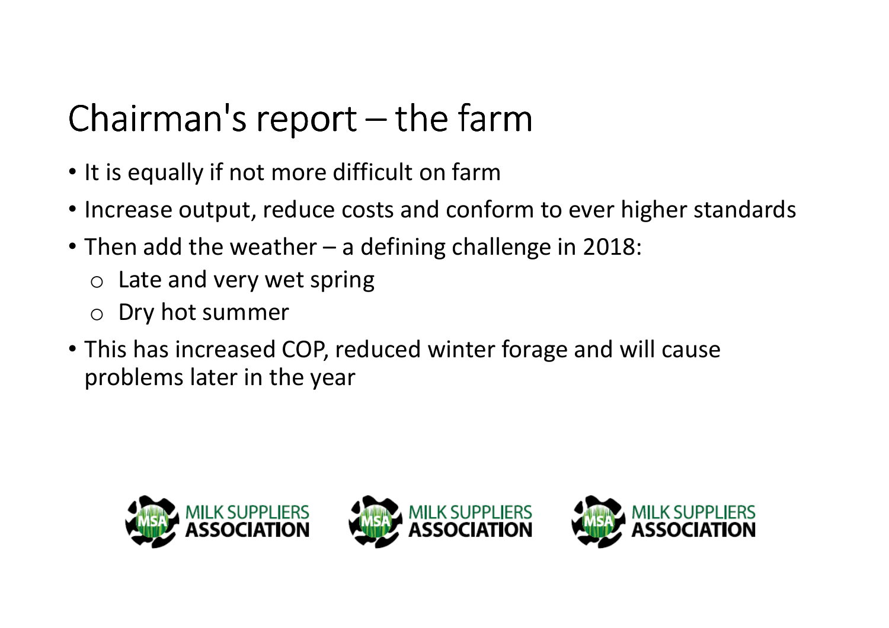# Chairman's report – the farm

- It is equally if not more difficult on farm
- Increase output, reduce costs and conform to ever higher standards
- Then add the weather – a defining challenge in 2018:
  - Late and very wet spring
  - Dry hot summer
- This has increased COP, reduced winter forage and will cause problems later in the year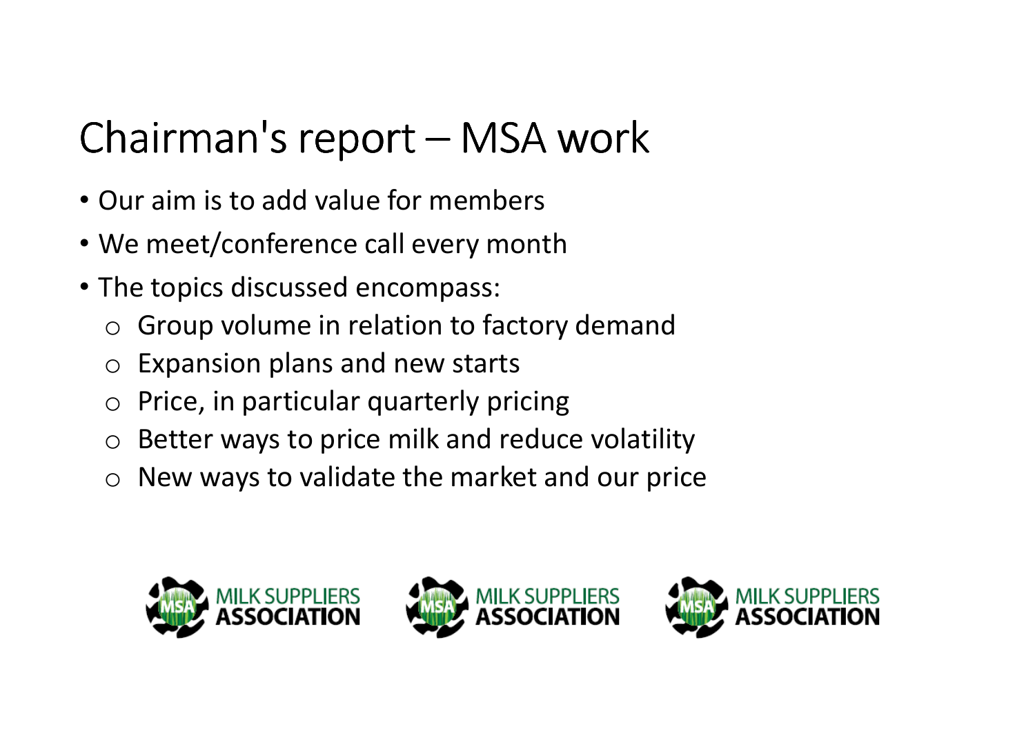# Chairman's report – MSA work

- Our aim is to add value for members
- We meet/conference call every month
- The topics discussed encompass:
  - Group volume in relation to factory demand
  - Expansion plans and new starts
  - Price, in particular quarterly pricing
  - Better ways to price milk and reduce volatility
  - New ways to validate the market and our price

MILK SUPPLIERS ASSOCIATION MILK SUPPLIERS ASSOCIATION MILK SUPPLIERS ASSOCIATION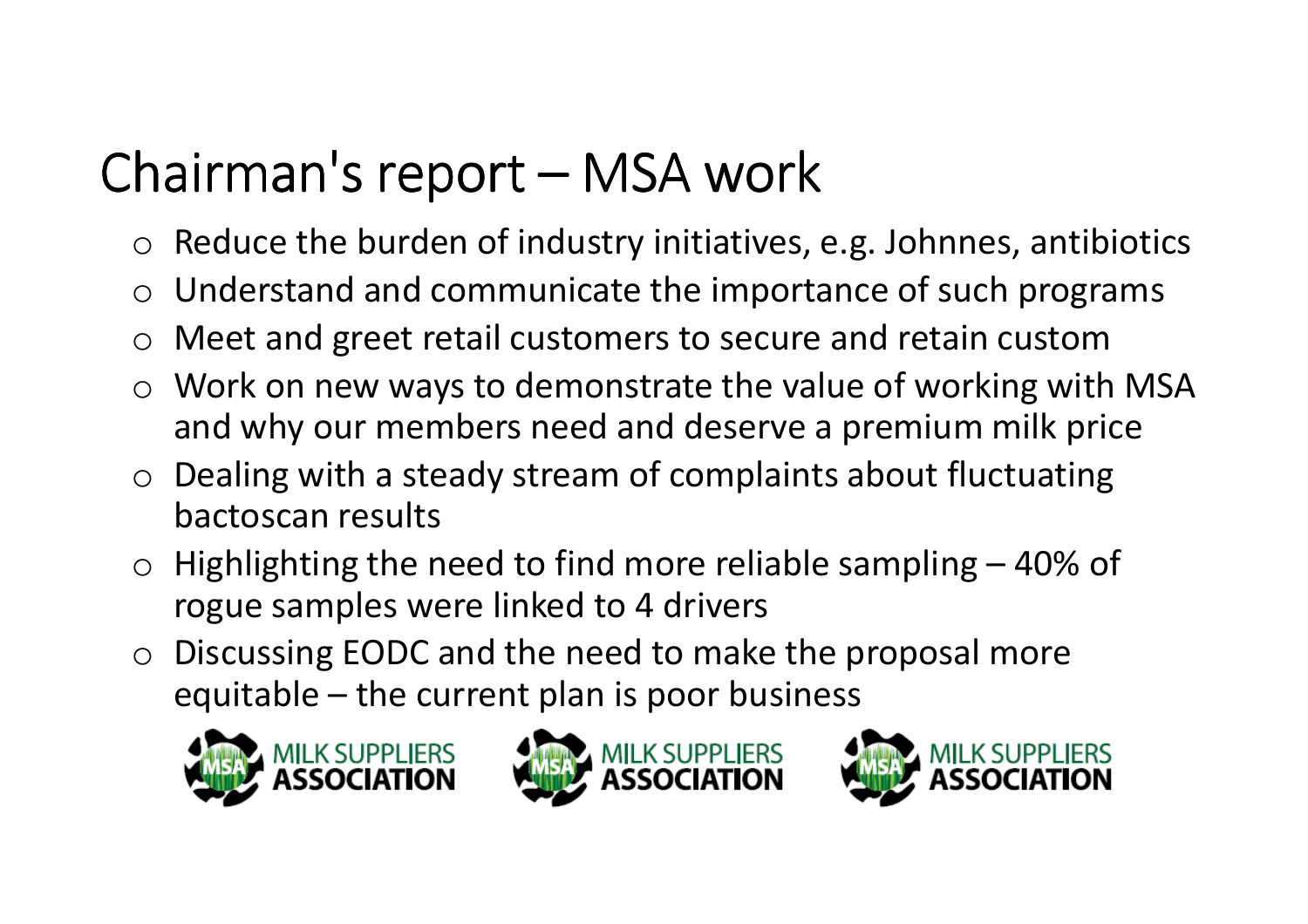# Chairman's report – MSA work

- Reduce the burden of industry initiatives, e.g. Johnnes, antibiotics
- Understand and communicate the importance of such programs
- Meet and greet retail customers to secure and retain custom
- Work on new ways to demonstrate the value of working with MSA and why our members need and deserve a premium milk price
- Dealing with a steady stream of complaints about fluctuating bactoscan results
- Highlighting the need to find more reliable sampling – 40% of rogue samples were linked to 4 drivers
- Discussing EODC and the need to make the proposal more equitable – the current plan is poor business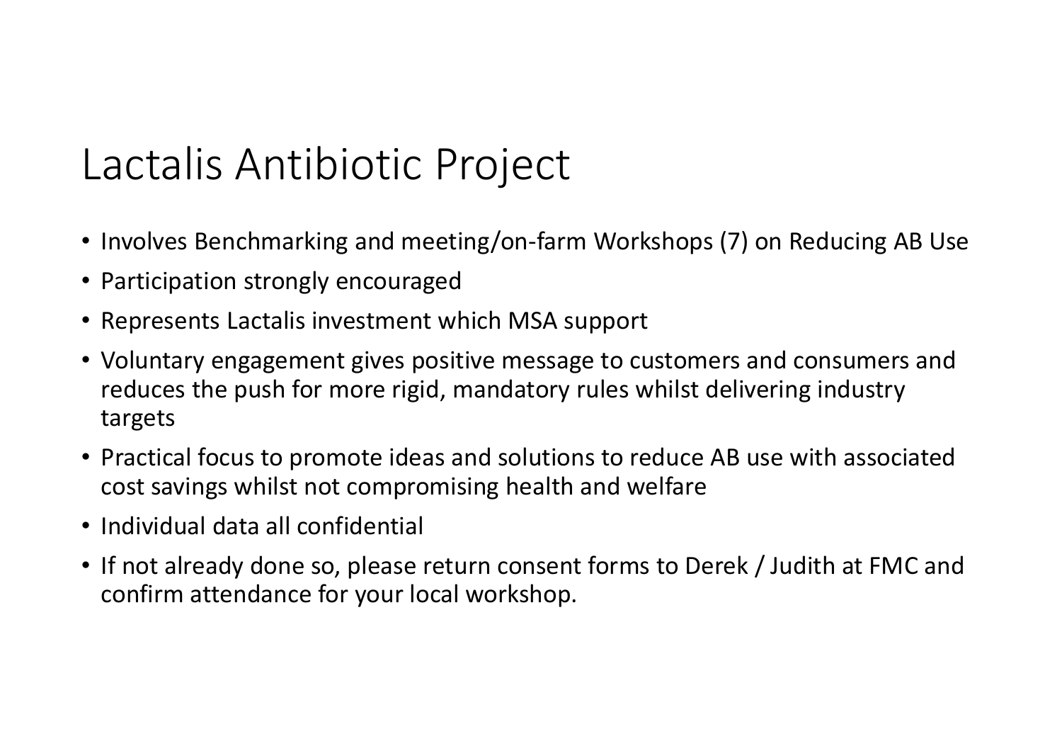# Lactalis Antibiotic Project

- Involves Benchmarking and meeting/on-farm Workshops (7) on Reducing AB Use
- Participation strongly encouraged
- Represents Lactalis investment which MSA support
- Voluntary engagement gives positive message to customers and consumers and reduces the push for more rigid, mandatory rules whilst delivering industry targets
- Practical focus to promote ideas and solutions to reduce AB use with associated cost savings whilst not compromising health and welfare
- Individual data all confidential
- If not already done so, please return consent forms to Derek / Judith at FMC and confirm attendance for your local workshop.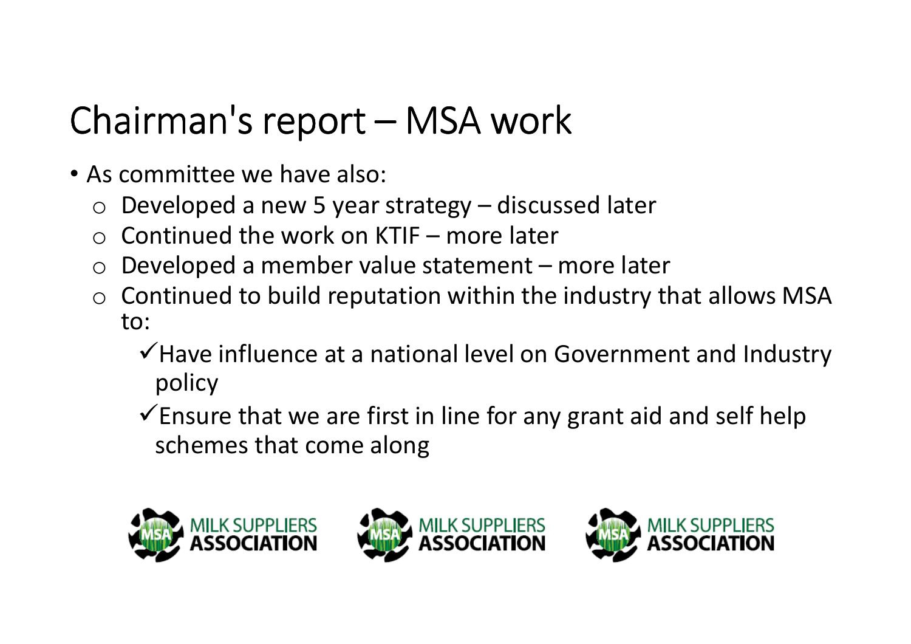# Chairman's report – MSA work

- As committee we have also:
  - Developed a new 5 year strategy – discussed later
  - Continued the work on KTIF – more later
  - Developed a member value statement – more later
  - Continued to build reputation within the industry that allows MSA to:
    - ✓ Have influence at a national level on Government and Industry policy
    - ✓ Ensure that we are first in line for any grant aid and self help schemes that come along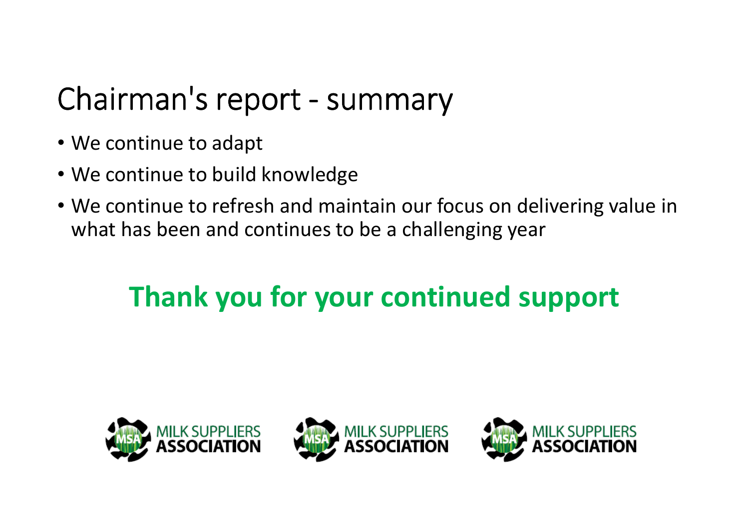# Chairman's report - summary

- We continue to adapt
- We continue to build knowledge
- We continue to refresh and maintain our focus on delivering value in what has been and continues to be a challenging year

**Thank you for your continued support**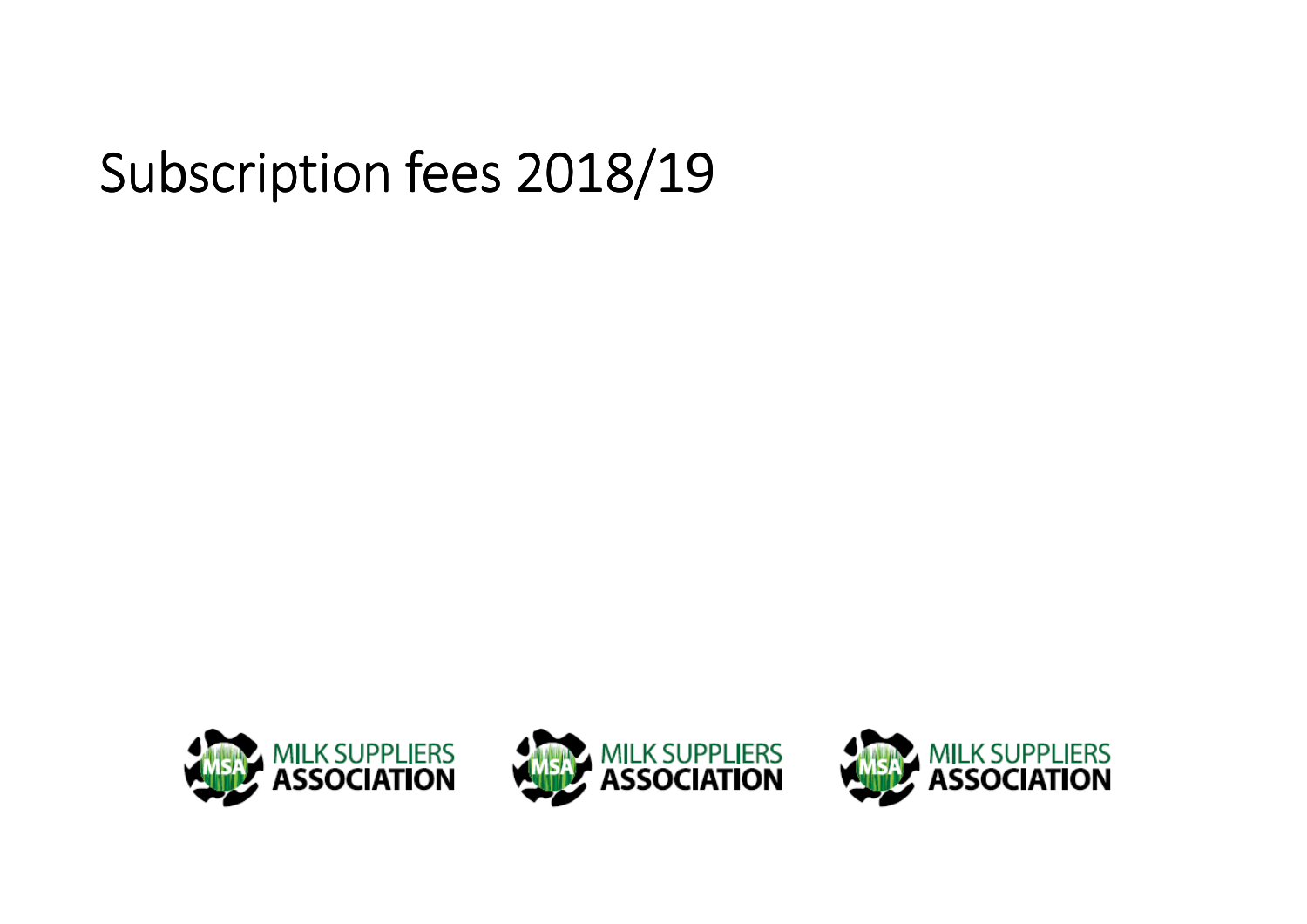# Subscription fees 2018/19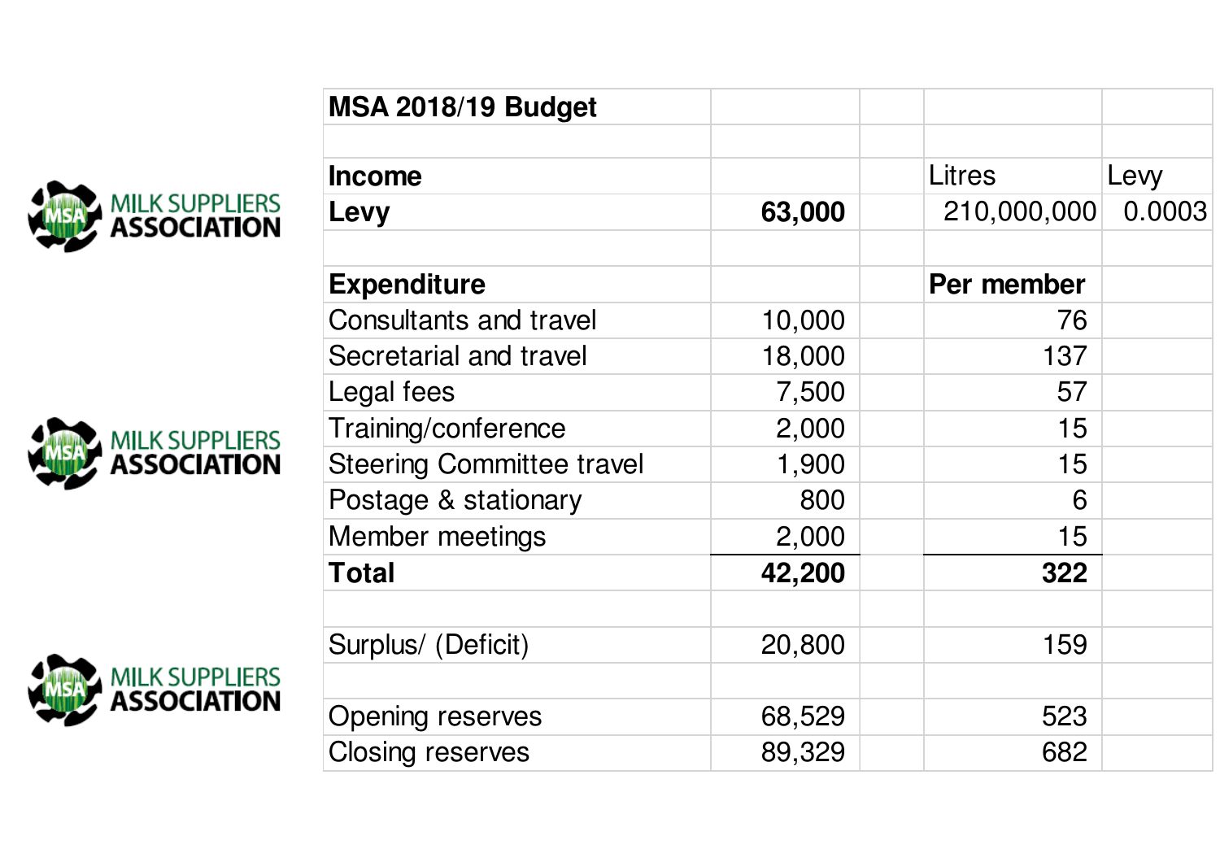MILK SUPPLIERS ASSOCIATION

| MSA 2018/19 Budget | | | | |
|---|---|---|---|---|
| | | | | |
| **Income** | | | Litres | Levy |
| **Levy** | **63,000** | | 210,000,000 | 0.0003 |
| | | | | |
| **Expenditure** | | | **Per member** | |
| Consultants and travel | 10,000 | | 76 | |
| Secretarial and travel | 18,000 | | 137 | |
| Legal fees | 7,500 | | 57 | |
| Training/conference | 2,000 | | 15 | |
| Steering Committee travel | 1,900 | | 15 | |
| Postage & stationary | 800 | | 6 | |
| Member meetings | 2,000 | | 15 | |
| **Total** | **42,200** | | **322** | |
| | | | | |
| Surplus/ (Deficit) | 20,800 | | 159 | |
| | | | | |
| Opening reserves | 68,529 | | 523 | |
| Closing reserves | 89,329 | | 682 | |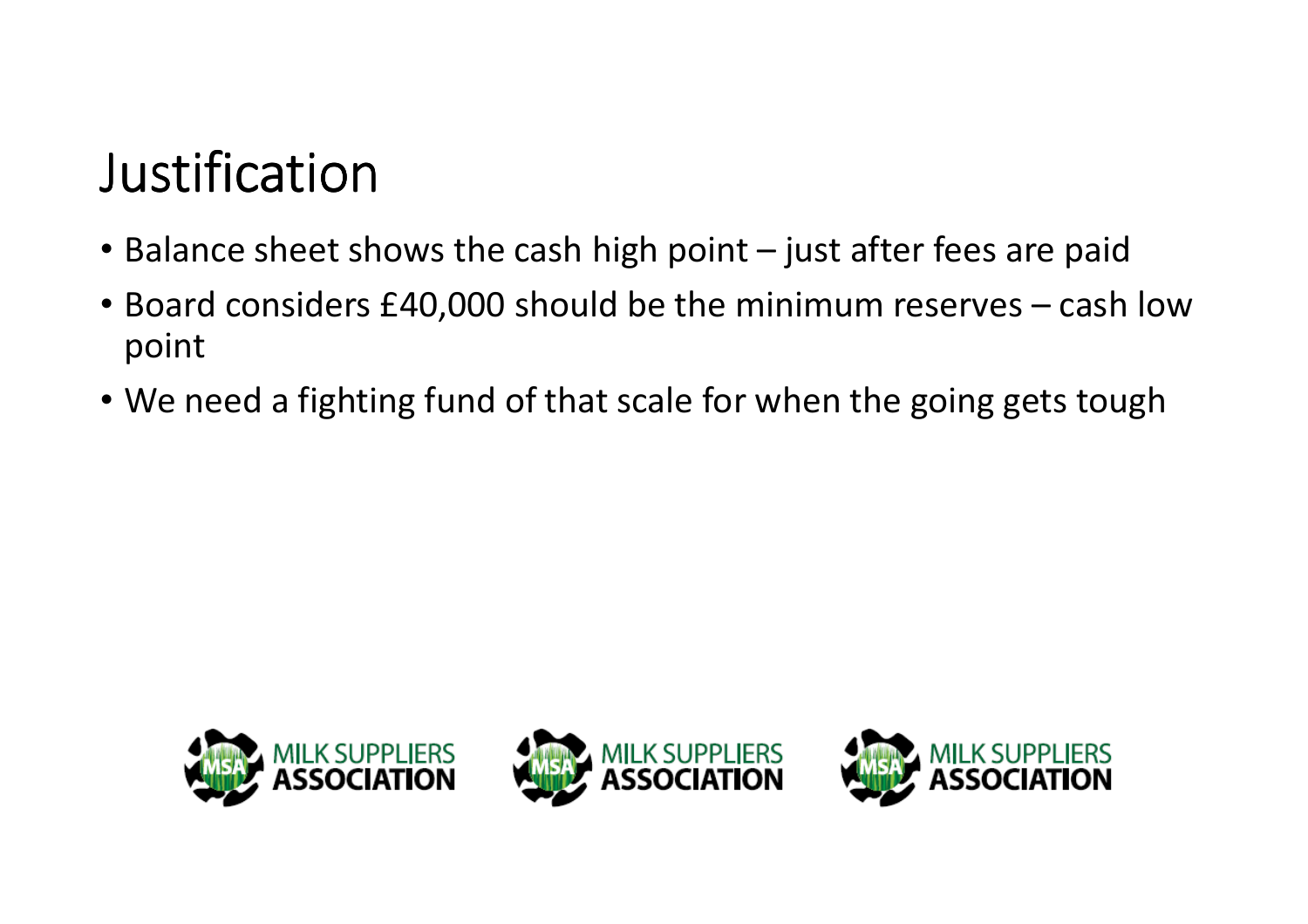# Justification

- Balance sheet shows the cash high point – just after fees are paid
- Board considers £40,000 should be the minimum reserves – cash low point
- We need a fighting fund of that scale for when the going gets tough